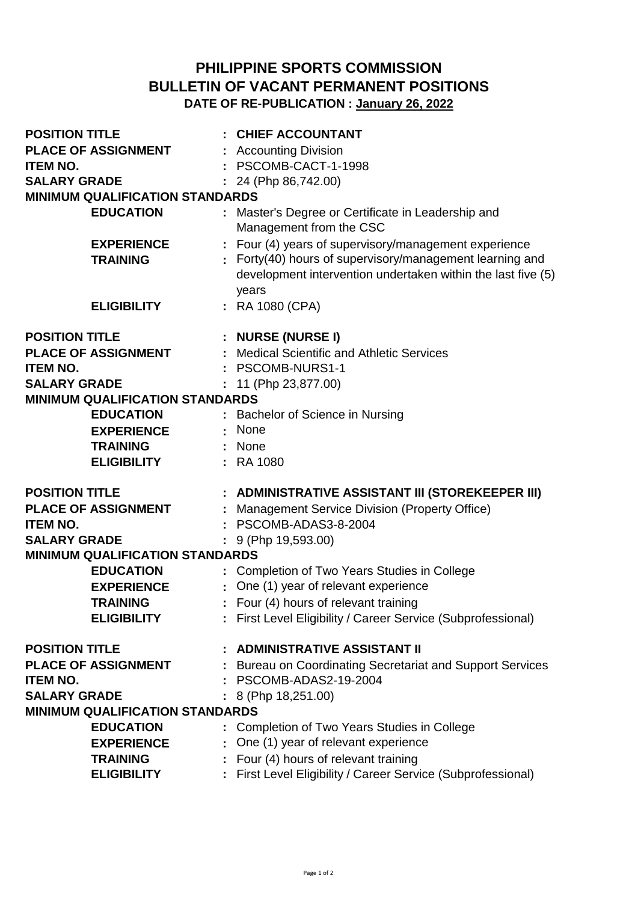# PHILIPPINE SPORTS COMMISSION
## BULLETIN OF VACANT PERMANENT POSITIONS
**DATE OF RE-PUBLICATION : January 26, 2022**

**POSITION TITLE** : **CHIEF ACCOUNTANT**
**PLACE OF ASSIGNMENT** : Accounting Division
**ITEM NO.** : PSCOMB-CACT-1-1998
**SALARY GRADE** : 24 (Php 86,742.00)
**MINIMUM QUALIFICATION STANDARDS**
- **EDUCATION** : Master's Degree or Certificate in Leadership and Management from the CSC
- **EXPERIENCE** : Four (4) years of supervisory/management experience
- **TRAINING** : Forty(40) hours of supervisory/management learning and development intervention undertaken within the last five (5) years
- **ELIGIBILITY** : RA 1080 (CPA)

**POSITION TITLE** : **NURSE (NURSE I)**
**PLACE OF ASSIGNMENT** : Medical Scientific and Athletic Services
**ITEM NO.** : PSCOMB-NURS1-1
**SALARY GRADE** : 11 (Php 23,877.00)
**MINIMUM QUALIFICATION STANDARDS**
- **EDUCATION** : Bachelor of Science in Nursing
- **EXPERIENCE** : None
- **TRAINING** : None
- **ELIGIBILITY** : RA 1080

**POSITION TITLE** : **ADMINISTRATIVE ASSISTANT III (STOREKEEPER III)**
**PLACE OF ASSIGNMENT** : Management Service Division (Property Office)
**ITEM NO.** : PSCOMB-ADAS3-8-2004
**SALARY GRADE** : 9 (Php 19,593.00)
**MINIMUM QUALIFICATION STANDARDS**
- **EDUCATION** : Completion of Two Years Studies in College
- **EXPERIENCE** : One (1) year of relevant experience
- **TRAINING** : Four (4) hours of relevant training
- **ELIGIBILITY** : First Level Eligibility / Career Service (Subprofessional)

**POSITION TITLE** : **ADMINISTRATIVE ASSISTANT II**
**PLACE OF ASSIGNMENT** : Bureau on Coordinating Secretariat and Support Services
**ITEM NO.** : PSCOMB-ADAS2-19-2004
**SALARY GRADE** : 8 (Php 18,251.00)
**MINIMUM QUALIFICATION STANDARDS**
- **EDUCATION** : Completion of Two Years Studies in College
- **EXPERIENCE** : One (1) year of relevant experience
- **TRAINING** : Four (4) hours of relevant training
- **ELIGIBILITY** : First Level Eligibility / Career Service (Subprofessional)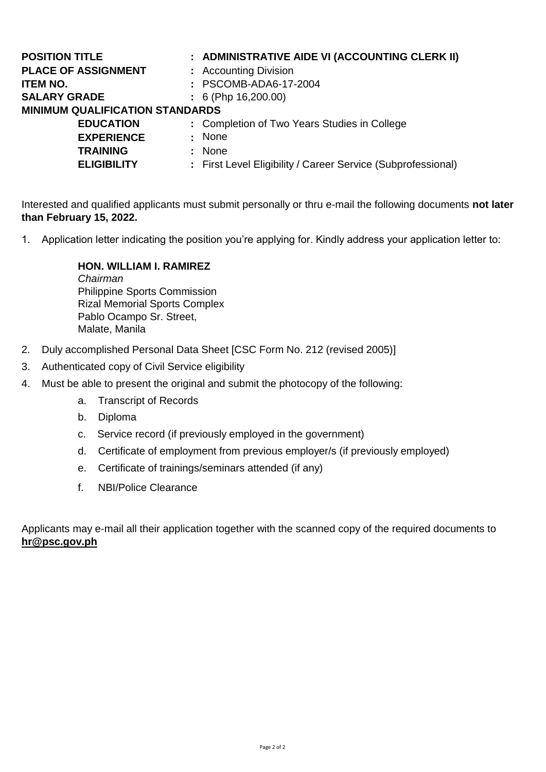**POSITION TITLE** : **ADMINISTRATIVE AIDE VI (ACCOUNTING CLERK II)**
**PLACE OF ASSIGNMENT** : Accounting Division
**ITEM NO.** : PSCOMB-ADA6-17-2004
**SALARY GRADE** : 6 (Php 16,200.00)
**MINIMUM QUALIFICATION STANDARDS**

- **EDUCATION** : Completion of Two Years Studies in College
- **EXPERIENCE** : None
- **TRAINING** : None
- **ELIGIBILITY** : First Level Eligibility / Career Service (Subprofessional)

Interested and qualified applicants must submit personally or thru e-mail the following documents **not later than February 15, 2022.**

1. Application letter indicating the position you're applying for. Kindly address your application letter to:

   **HON. WILLIAM I. RAMIREZ**
   *Chairman*
   Philippine Sports Commission
   Rizal Memorial Sports Complex
   Pablo Ocampo Sr. Street,
   Malate, Manila

2. Duly accomplished Personal Data Sheet [CSC Form No. 212 (revised 2005)]
3. Authenticated copy of Civil Service eligibility
4. Must be able to present the original and submit the photocopy of the following:
   a. Transcript of Records
   b. Diploma
   c. Service record (if previously employed in the government)
   d. Certificate of employment from previous employer/s (if previously employed)
   e. Certificate of trainings/seminars attended (if any)
   f. NBI/Police Clearance

Applicants may e-mail all their application together with the scanned copy of the required documents to **hr@psc.gov.ph**